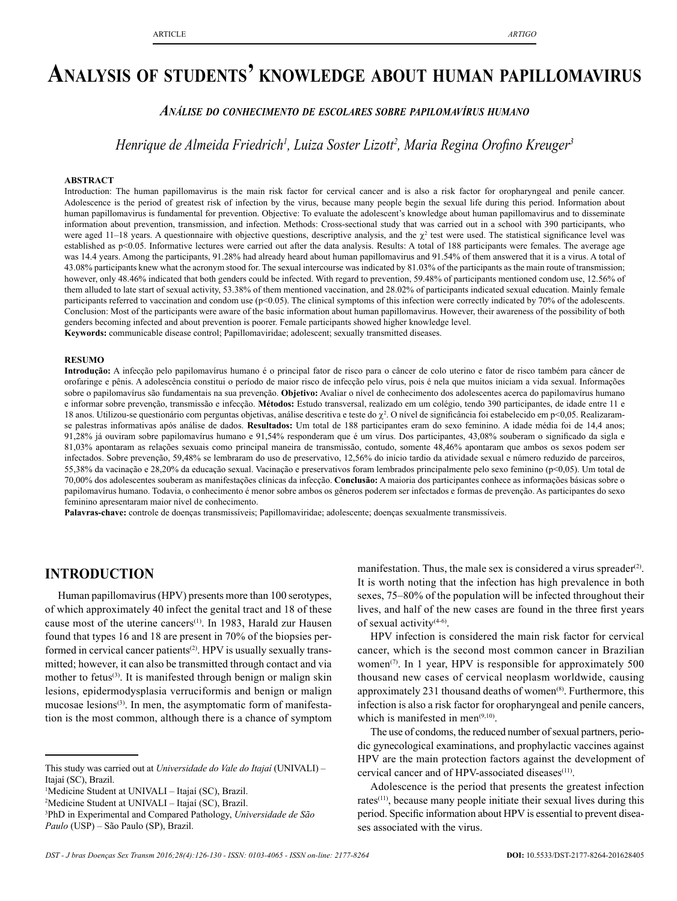# Analysis of students' knowledge about human papillomavirus

### *Análise do conhecimento de escolares sobre papilomavírus humano*

*Henrique de Almeida Friedrich[1], Luiza Soster Lizott[2], Maria Regina Orofino Kreuger[3]*

**ABSTRACT**

Introduction: The human papillomavirus is the main risk factor for cervical cancer and is also a risk factor for oropharyngeal and penile cancer. Adolescence is the period of greatest risk of infection by the virus, because many people begin the sexual life during this period. Information about human papillomavirus is fundamental for prevention. Objective: To evaluate the adolescent's knowledge about human papillomavirus and to disseminate information about prevention, transmission, and infection. Methods: Cross-sectional study that was carried out in a school with 390 participants, who were aged 11–18 years. A questionnaire with objective questions, descriptive analysis, and the $\chi^2$ test were used. The statistical significance level was established as $p<0.05$. Informative lectures were carried out after the data analysis. Results: A total of 188 participants were females. The average age was 14.4 years. Among the participants, 91.28% had already heard about human papillomavirus and 91.54% of them answered that it is a virus. A total of 43.08% participants knew what the acronym stood for. The sexual intercourse was indicated by 81.03% of the participants as the main route of transmission; however, only 48.46% indicated that both genders could be infected. With regard to prevention, 59.48% of participants mentioned condom use, 12.56% of them alluded to late start of sexual activity, 53.38% of them mentioned vaccination, and 28.02% of participants indicated sexual education. Mainly female participants referred to vaccination and condom use ($p<0.05$). The clinical symptoms of this infection were correctly indicated by 70% of the adolescents. Conclusion: Most of the participants were aware of the basic information about human papillomavirus. However, their awareness of the possibility of both genders becoming infected and about prevention is poorer. Female participants showed higher knowledge level.

**Keywords:** communicable disease control; Papillomaviridae; adolescent; sexually transmitted diseases.

**RESUMO**

**Introdução:** A infecção pelo papilomavírus humano é o principal fator de risco para o câncer de colo uterino e fator de risco também para câncer de orofaringe e pênis. A adolescência constitui o período de maior risco de infecção pelo vírus, pois é nela que muitos iniciam a vida sexual. Informações sobre o papilomavírus são fundamentais na sua prevenção. **Objetivo:** Avaliar o nível de conhecimento dos adolescentes acerca do papilomavírus humano e informar sobre prevenção, transmissão e infecção. **Métodos:** Estudo transversal, realizado em um colégio, tendo 390 participantes, de idade entre 11 e 18 anos. Utilizou-se questionário com perguntas objetivas, análise descritiva e teste do $\chi^2$. O nível de significância foi estabelecido em $p<0{,}05$. Realizaram-se palestras informativas após análise de dados. **Resultados:** Um total de 188 participantes eram do sexo feminino. A idade média foi de 14,4 anos; 91,28% já ouviram sobre papilomavírus humano e 91,54% responderam que é um vírus. Dos participantes, 43,08% souberam o significado da sigla e 81,03% apontaram as relações sexuais como principal maneira de transmissão, contudo, somente 48,46% apontaram que ambos os sexos podem ser infectados. Sobre prevenção, 59,48% se lembraram do uso de preservativo, 12,56% do início tardio da atividade sexual e número reduzido de parceiros, 55,38% da vacinação e 28,20% da educação sexual. Vacinação e preservativos foram lembrados principalmente pelo sexo feminino ($p<0{,}05$). Um total de 70,00% dos adolescentes souberam as manifestações clínicas da infecção. **Conclusão:** A maioria dos participantes conhece as informações básicas sobre o papilomavírus humano. Todavia, o conhecimento é menor sobre ambos os gêneros poderem ser infectados e formas de prevenção. As participantes do sexo feminino apresentaram maior nível de conhecimento.

**Palavras-chave:** controle de doenças transmissíveis; Papillomaviridae; adolescente; doenças sexualmente transmissíveis.

## INTRODUCTION

Human papillomavirus (HPV) presents more than 100 serotypes, of which approximately 40 infect the genital tract and 18 of these cause most of the uterine cancers[1]. In 1983, Harald zur Hausen found that types 16 and 18 are present in 70% of the biopsies performed in cervical cancer patients[2]. HPV is usually sexually transmitted; however, it can also be transmitted through contact and via mother to fetus[3]. It is manifested through benign or malign skin lesions, epidermodysplasia verruciformis and benign or malign mucosae lesions[3]. In men, the asymptomatic form of manifestation is the most common, although there is a chance of symptom manifestation. Thus, the male sex is considered a virus spreader[2]. It is worth noting that the infection has high prevalence in both sexes, 75–80% of the population will be infected throughout their lives, and half of the new cases are found in the three first years of sexual activity[4-6].

HPV infection is considered the main risk factor for cervical cancer, which is the second most common cancer in Brazilian women[7]. In 1 year, HPV is responsible for approximately 500 thousand new cases of cervical neoplasm worldwide, causing approximately 231 thousand deaths of women[8]. Furthermore, this infection is also a risk factor for oropharyngeal and penile cancers, which is manifested in men[9,10].

The use of condoms, the reduced number of sexual partners, periodic gynecological examinations, and prophylactic vaccines against HPV are the main protection factors against the development of cervical cancer and of HPV-associated diseases[11].

Adolescence is the period that presents the greatest infection rates[11], because many people initiate their sexual lives during this period. Specific information about HPV is essential to prevent diseases associated with the virus.

---

This study was carried out at *Universidade do Vale do Itajaí* (UNIVALI) – Itajaí (SC), Brazil.

[1]Medicine Student at UNIVALI – Itajaí (SC), Brazil.

[2]Medicine Student at UNIVALI – Itajaí (SC), Brazil.

[3]PhD in Experimental and Compared Pathology, *Universidade de São Paulo* (USP) – São Paulo (SP), Brazil.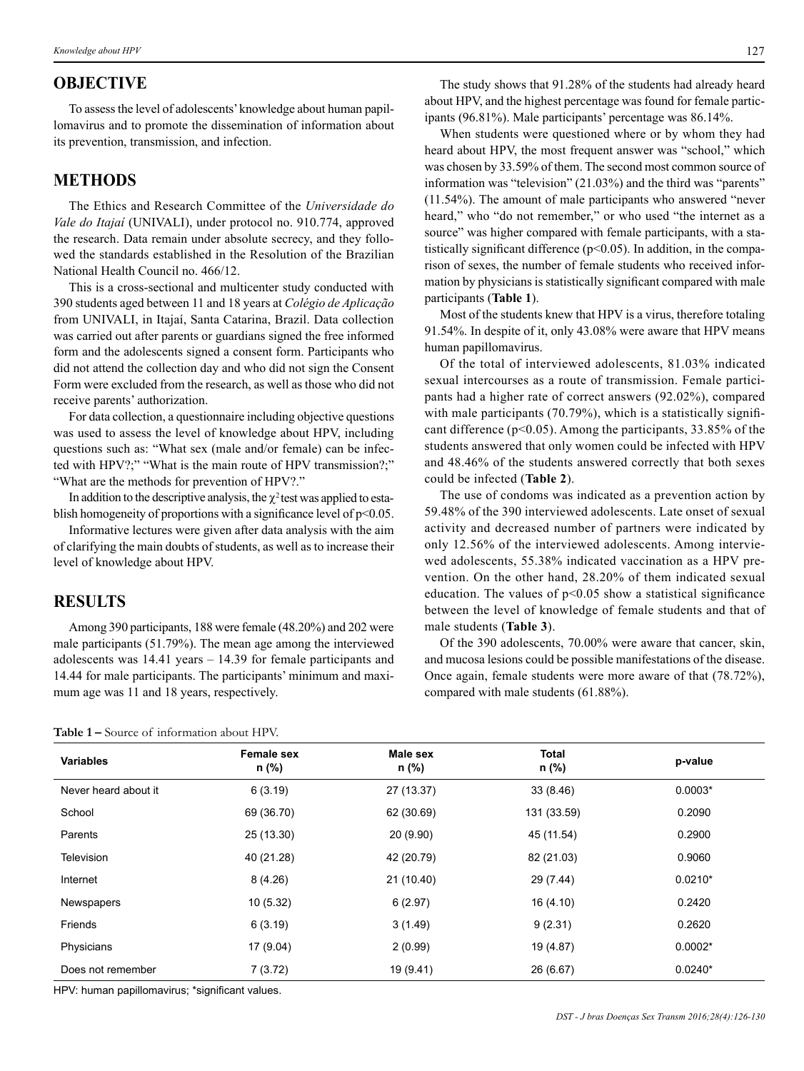## OBJECTIVE

To assess the level of adolescents' knowledge about human papillomavirus and to promote the dissemination of information about its prevention, transmission, and infection.

## METHODS

The Ethics and Research Committee of the *Universidade do Vale do Itajaí* (UNIVALI), under protocol no. 910.774, approved the research. Data remain under absolute secrecy, and they followed the standards established in the Resolution of the Brazilian National Health Council no. 466/12.

This is a cross-sectional and multicenter study conducted with 390 students aged between 11 and 18 years at *Colégio de Aplicação* from UNIVALI, in Itajaí, Santa Catarina, Brazil. Data collection was carried out after parents or guardians signed the free informed form and the adolescents signed a consent form. Participants who did not attend the collection day and who did not sign the Consent Form were excluded from the research, as well as those who did not receive parents' authorization.

For data collection, a questionnaire including objective questions was used to assess the level of knowledge about HPV, including questions such as: "What sex (male and/or female) can be infected with HPV?;" "What is the main route of HPV transmission?;" "What are the methods for prevention of HPV?."

In addition to the descriptive analysis, the $\chi^2$ test was applied to establish homogeneity of proportions with a significance level of $p<0.05$.

Informative lectures were given after data analysis with the aim of clarifying the main doubts of students, as well as to increase their level of knowledge about HPV.

## RESULTS

Among 390 participants, 188 were female (48.20%) and 202 were male participants (51.79%). The mean age among the interviewed adolescents was 14.41 years – 14.39 for female participants and 14.44 for male participants. The participants' minimum and maximum age was 11 and 18 years, respectively.

The study shows that 91.28% of the students had already heard about HPV, and the highest percentage was found for female participants (96.81%). Male participants' percentage was 86.14%.

When students were questioned where or by whom they had heard about HPV, the most frequent answer was "school," which was chosen by 33.59% of them. The second most common source of information was "television" (21.03%) and the third was "parents" (11.54%). The amount of male participants who answered "never heard," who "do not remember," or who used "the internet as a source" was higher compared with female participants, with a statistically significant difference ($p<0.05$). In addition, in the comparison of sexes, the number of female students who received information by physicians is statistically significant compared with male participants (**Table 1**).

Most of the students knew that HPV is a virus, therefore totaling 91.54%. In despite of it, only 43.08% were aware that HPV means human papillomavirus.

Of the total of interviewed adolescents, 81.03% indicated sexual intercourses as a route of transmission. Female participants had a higher rate of correct answers (92.02%), compared with male participants (70.79%), which is a statistically significant difference ($p<0.05$). Among the participants, 33.85% of the students answered that only women could be infected with HPV and 48.46% of the students answered correctly that both sexes could be infected (**Table 2**).

The use of condoms was indicated as a prevention action by 59.48% of the 390 interviewed adolescents. Late onset of sexual activity and decreased number of partners were indicated by only 12.56% of the interviewed adolescents. Among interviewed adolescents, 55.38% indicated vaccination as a HPV prevention. On the other hand, 28.20% of them indicated sexual education. The values of $p<0.05$ show a statistical significance between the level of knowledge of female students and that of male students (**Table 3**).

Of the 390 adolescents, 70.00% were aware that cancer, skin, and mucosa lesions could be possible manifestations of the disease. Once again, female students were more aware of that (78.72%), compared with male students (61.88%).

**Table 1 –** Source of information about HPV.

| Variables | Female sex n (%) | Male sex n (%) | Total n (%) | p-value |
|---|---|---|---|---|
| Never heard about it | 6 (3.19) | 27 (13.37) | 33 (8.46) | 0.0003* |
| School | 69 (36.70) | 62 (30.69) | 131 (33.59) | 0.2090 |
| Parents | 25 (13.30) | 20 (9.90) | 45 (11.54) | 0.2900 |
| Television | 40 (21.28) | 42 (20.79) | 82 (21.03) | 0.9060 |
| Internet | 8 (4.26) | 21 (10.40) | 29 (7.44) | 0.0210* |
| Newspapers | 10 (5.32) | 6 (2.97) | 16 (4.10) | 0.2420 |
| Friends | 6 (3.19) | 3 (1.49) | 9 (2.31) | 0.2620 |
| Physicians | 17 (9.04) | 2 (0.99) | 19 (4.87) | 0.0002* |
| Does not remember | 7 (3.72) | 19 (9.41) | 26 (6.67) | 0.0240* |

HPV: human papillomavirus; *significant values.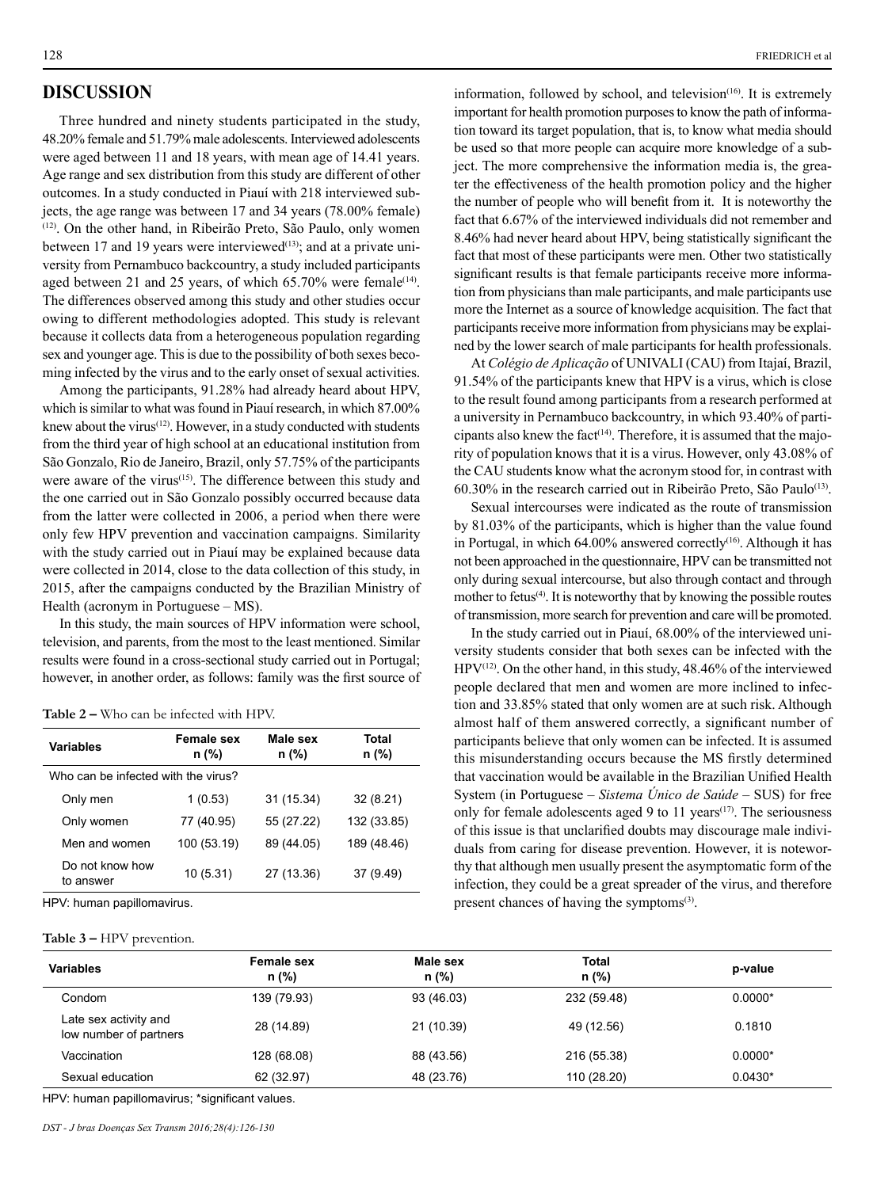## DISCUSSION

Three hundred and ninety students participated in the study, 48.20% female and 51.79% male adolescents. Interviewed adolescents were aged between 11 and 18 years, with mean age of 14.41 years. Age range and sex distribution from this study are different of other outcomes. In a study conducted in Piauí with 218 interviewed subjects, the age range was between 17 and 34 years (78.00% female) [12]. On the other hand, in Ribeirão Preto, São Paulo, only women between 17 and 19 years were interviewed[13]; and at a private university from Pernambuco backcountry, a study included participants aged between 21 and 25 years, of which 65.70% were female[14]. The differences observed among this study and other studies occur owing to different methodologies adopted. This study is relevant because it collects data from a heterogeneous population regarding sex and younger age. This is due to the possibility of both sexes becoming infected by the virus and to the early onset of sexual activities.

Among the participants, 91.28% had already heard about HPV, which is similar to what was found in Piauí research, in which 87.00% knew about the virus[12]. However, in a study conducted with students from the third year of high school at an educational institution from São Gonzalo, Rio de Janeiro, Brazil, only 57.75% of the participants were aware of the virus[15]. The difference between this study and the one carried out in São Gonzalo possibly occurred because data from the latter were collected in 2006, a period when there were only few HPV prevention and vaccination campaigns. Similarity with the study carried out in Piauí may be explained because data were collected in 2014, close to the data collection of this study, in 2015, after the campaigns conducted by the Brazilian Ministry of Health (acronym in Portuguese – MS).

In this study, the main sources of HPV information were school, television, and parents, from the most to the least mentioned. Similar results were found in a cross-sectional study carried out in Portugal; however, in another order, as follows: family was the first source of information, followed by school, and television[16]. It is extremely important for health promotion purposes to know the path of information toward its target population, that is, to know what media should be used so that more people can acquire more knowledge of a subject. The more comprehensive the information media is, the greater the effectiveness of the health promotion policy and the higher the number of people who will benefit from it. It is noteworthy the fact that 6.67% of the interviewed individuals did not remember and 8.46% had never heard about HPV, being statistically significant the fact that most of these participants were men. Other two statistically significant results is that female participants receive more information from physicians than male participants, and male participants use more the Internet as a source of knowledge acquisition. The fact that participants receive more information from physicians may be explained by the lower search of male participants for health professionals.

At *Colégio de Aplicação* of UNIVALI (CAU) from Itajaí, Brazil, 91.54% of the participants knew that HPV is a virus, which is close to the result found among participants from a research performed at a university in Pernambuco backcountry, in which 93.40% of participants also knew the fact[14]. Therefore, it is assumed that the majority of population knows that it is a virus. However, only 43.08% of the CAU students know what the acronym stood for, in contrast with 60.30% in the research carried out in Ribeirão Preto, São Paulo[13].

Sexual intercourses were indicated as the route of transmission by 81.03% of the participants, which is higher than the value found in Portugal, in which 64.00% answered correctly[16]. Although it has not been approached in the questionnaire, HPV can be transmitted not only during sexual intercourse, but also through contact and through mother to fetus[4]. It is noteworthy that by knowing the possible routes of transmission, more search for prevention and care will be promoted.

In the study carried out in Piauí, 68.00% of the interviewed university students consider that both sexes can be infected with the HPV[12]. On the other hand, in this study, 48.46% of the interviewed people declared that men and women are more inclined to infection and 33.85% stated that only women are at such risk. Although almost half of them answered correctly, a significant number of participants believe that only women can be infected. It is assumed this misunderstanding occurs because the MS firstly determined that vaccination would be available in the Brazilian Unified Health System (in Portuguese – *Sistema Único de Saúde* – SUS) for free only for female adolescents aged 9 to 11 years[17]. The seriousness of this issue is that unclarified doubts may discourage male individuals from caring for disease prevention. However, it is noteworthy that although men usually present the asymptomatic form of the infection, they could be a great spreader of the virus, and therefore present chances of having the symptoms[3].

**Table 2 –** Who can be infected with HPV.

| Variables | Female sex n (%) | Male sex n (%) | Total n (%) |
|---|---|---|---|
| Who can be infected with the virus? | | | |
| Only men | 1 (0.53) | 31 (15.34) | 32 (8.21) |
| Only women | 77 (40.95) | 55 (27.22) | 132 (33.85) |
| Men and women | 100 (53.19) | 89 (44.05) | 189 (48.46) |
| Do not know how to answer | 10 (5.31) | 27 (13.36) | 37 (9.49) |

HPV: human papillomavirus.

**Table 3 –** HPV prevention.

| Variables | Female sex n (%) | Male sex n (%) | Total n (%) | p-value |
|---|---|---|---|---|
| Condom | 139 (79.93) | 93 (46.03) | 232 (59.48) | 0.0000* |
| Late sex activity and low number of partners | 28 (14.89) | 21 (10.39) | 49 (12.56) | 0.1810 |
| Vaccination | 128 (68.08) | 88 (43.56) | 216 (55.38) | 0.0000* |
| Sexual education | 62 (32.97) | 48 (23.76) | 110 (28.20) | 0.0430* |

HPV: human papillomavirus; *significant values.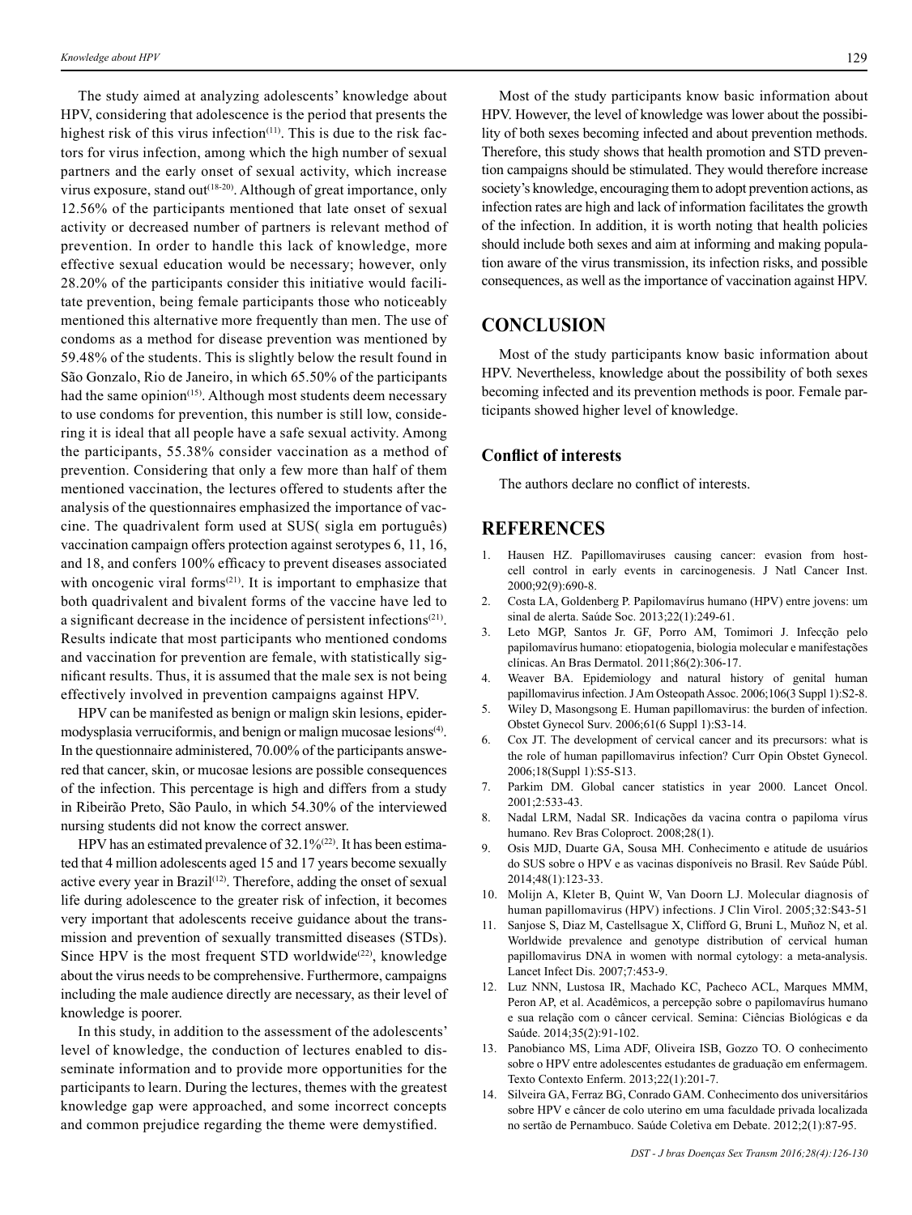The study aimed at analyzing adolescents' knowledge about HPV, considering that adolescence is the period that presents the highest risk of this virus infection[11]. This is due to the risk factors for virus infection, among which the high number of sexual partners and the early onset of sexual activity, which increase virus exposure, stand out[18-20]. Although of great importance, only 12.56% of the participants mentioned that late onset of sexual activity or decreased number of partners is relevant method of prevention. In order to handle this lack of knowledge, more effective sexual education would be necessary; however, only 28.20% of the participants consider this initiative would facilitate prevention, being female participants those who noticeably mentioned this alternative more frequently than men. The use of condoms as a method for disease prevention was mentioned by 59.48% of the students. This is slightly below the result found in São Gonzalo, Rio de Janeiro, in which 65.50% of the participants had the same opinion[15]. Although most students deem necessary to use condoms for prevention, this number is still low, considering it is ideal that all people have a safe sexual activity. Among the participants, 55.38% consider vaccination as a method of prevention. Considering that only a few more than half of them mentioned vaccination, the lectures offered to students after the analysis of the questionnaires emphasized the importance of vaccine. The quadrivalent form used at SUS( sigla em português) vaccination campaign offers protection against serotypes 6, 11, 16, and 18, and confers 100% efficacy to prevent diseases associated with oncogenic viral forms[21]. It is important to emphasize that both quadrivalent and bivalent forms of the vaccine have led to a significant decrease in the incidence of persistent infections[21]. Results indicate that most participants who mentioned condoms and vaccination for prevention are female, with statistically significant results. Thus, it is assumed that the male sex is not being effectively involved in prevention campaigns against HPV.

HPV can be manifested as benign or malign skin lesions, epidermodysplasia verruciformis, and benign or malign mucosae lesions[4]. In the questionnaire administered, 70.00% of the participants answered that cancer, skin, or mucosae lesions are possible consequences of the infection. This percentage is high and differs from a study in Ribeirão Preto, São Paulo, in which 54.30% of the interviewed nursing students did not know the correct answer.

HPV has an estimated prevalence of 32.1%[22]. It has been estimated that 4 million adolescents aged 15 and 17 years become sexually active every year in Brazil[12]. Therefore, adding the onset of sexual life during adolescence to the greater risk of infection, it becomes very important that adolescents receive guidance about the transmission and prevention of sexually transmitted diseases (STDs). Since HPV is the most frequent STD worldwide[22], knowledge about the virus needs to be comprehensive. Furthermore, campaigns including the male audience directly are necessary, as their level of knowledge is poorer.

In this study, in addition to the assessment of the adolescents' level of knowledge, the conduction of lectures enabled to disseminate information and to provide more opportunities for the participants to learn. During the lectures, themes with the greatest knowledge gap were approached, and some incorrect concepts and common prejudice regarding the theme were demystified.

Most of the study participants know basic information about HPV. However, the level of knowledge was lower about the possibility of both sexes becoming infected and about prevention methods. Therefore, this study shows that health promotion and STD prevention campaigns should be stimulated. They would therefore increase society's knowledge, encouraging them to adopt prevention actions, as infection rates are high and lack of information facilitates the growth of the infection. In addition, it is worth noting that health policies should include both sexes and aim at informing and making population aware of the virus transmission, its infection risks, and possible consequences, as well as the importance of vaccination against HPV.

## CONCLUSION

Most of the study participants know basic information about HPV. Nevertheless, knowledge about the possibility of both sexes becoming infected and its prevention methods is poor. Female participants showed higher level of knowledge.

### Conflict of interests

The authors declare no conflict of interests.

## REFERENCES

1. Hausen HZ. Papillomaviruses causing cancer: evasion from host-cell control in early events in carcinogenesis. J Natl Cancer Inst. 2000;92(9):690-8.
2. Costa LA, Goldenberg P. Papilomavírus humano (HPV) entre jovens: um sinal de alerta. Saúde Soc. 2013;22(1):249-61.
3. Leto MGP, Santos Jr. GF, Porro AM, Tomimori J. Infecção pelo papilomavírus humano: etiopatogenia, biologia molecular e manifestações clínicas. An Bras Dermatol. 2011;86(2):306-17.
4. Weaver BA. Epidemiology and natural history of genital human papillomavirus infection. J Am Osteopath Assoc. 2006;106(3 Suppl 1):S2-8.
5. Wiley D, Masongsong E. Human papillomavirus: the burden of infection. Obstet Gynecol Surv. 2006;61(6 Suppl 1):S3-14.
6. Cox JT. The development of cervical cancer and its precursors: what is the role of human papillomavirus infection? Curr Opin Obstet Gynecol. 2006;18(Suppl 1):S5-S13.
7. Parkim DM. Global cancer statistics in year 2000. Lancet Oncol. 2001;2:533-43.
8. Nadal LRM, Nadal SR. Indicações da vacina contra o papiloma vírus humano. Rev Bras Coloproct. 2008;28(1).
9. Osis MJD, Duarte GA, Sousa MH. Conhecimento e atitude de usuários do SUS sobre o HPV e as vacinas disponíveis no Brasil. Rev Saúde Públ. 2014;48(1):123-33.
10. Molijn A, Kleter B, Quint W, Van Doorn LJ. Molecular diagnosis of human papillomavirus (HPV) infections. J Clin Virol. 2005;32:S43-51
11. Sanjose S, Diaz M, Castellsague X, Clifford G, Bruni L, Muñoz N, et al. Worldwide prevalence and genotype distribution of cervical human papillomavirus DNA in women with normal cytology: a meta-analysis. Lancet Infect Dis. 2007;7:453-9.
12. Luz NNN, Lustosa IR, Machado KC, Pacheco ACL, Marques MMM, Peron AP, et al. Acadêmicos, a percepção sobre o papilomavírus humano e sua relação com o câncer cervical. Semina: Ciências Biológicas e da Saúde. 2014;35(2):91-102.
13. Panobianco MS, Lima ADF, Oliveira ISB, Gozzo TO. O conhecimento sobre o HPV entre adolescentes estudantes de graduação em enfermagem. Texto Contexto Enferm. 2013;22(1):201-7.
14. Silveira GA, Ferraz BG, Conrado GAM. Conhecimento dos universitários sobre HPV e câncer de colo uterino em uma faculdade privada localizada no sertão de Pernambuco. Saúde Coletiva em Debate. 2012;2(1):87-95.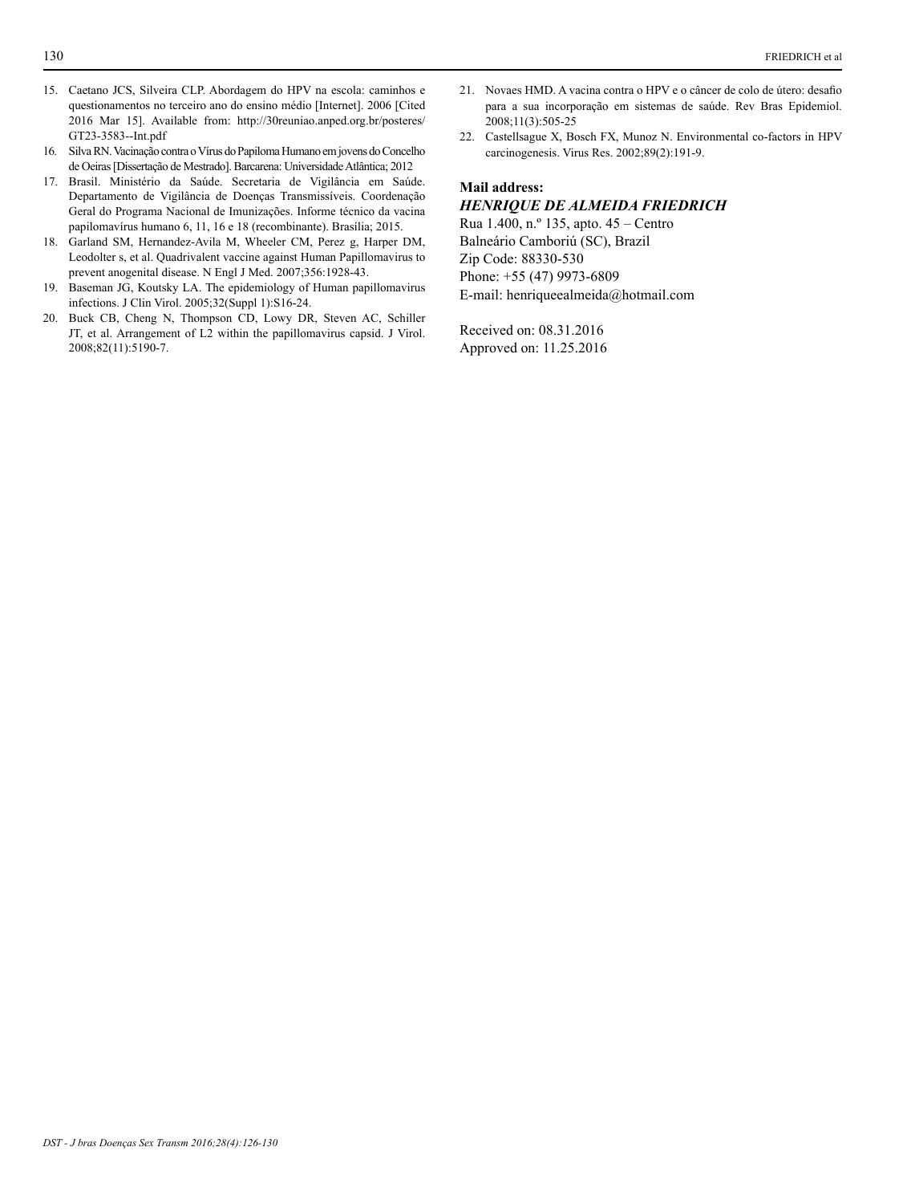15. Caetano JCS, Silveira CLP. Abordagem do HPV na escola: caminhos e questionamentos no terceiro ano do ensino médio [Internet]. 2006 [Cited 2016 Mar 15]. Available from: http://30reuniao.anped.org.br/posteres/GT23-3583--Int.pdf
16. Silva RN. Vacinação contra o Vírus do Papiloma Humano em jovens do Concelho de Oeiras [Dissertação de Mestrado]. Barcarena: Universidade Atlântica; 2012
17. Brasil. Ministério da Saúde. Secretaria de Vigilância em Saúde. Departamento de Vigilância de Doenças Transmissíveis. Coordenação Geral do Programa Nacional de Imunizações. Informe técnico da vacina papilomavírus humano 6, 11, 16 e 18 (recombinante). Brasília; 2015.
18. Garland SM, Hernandez-Avila M, Wheeler CM, Perez g, Harper DM, Leodolter s, et al. Quadrivalent vaccine against Human Papillomavirus to prevent anogenital disease. N Engl J Med. 2007;356:1928-43.
19. Baseman JG, Koutsky LA. The epidemiology of Human papillomavirus infections. J Clin Virol. 2005;32(Suppl 1):S16-24.
20. Buck CB, Cheng N, Thompson CD, Lowy DR, Steven AC, Schiller JT, et al. Arrangement of L2 within the papillomavirus capsid. J Virol. 2008;82(11):5190-7.
21. Novaes HMD. A vacina contra o HPV e o câncer de colo de útero: desafio para a sua incorporação em sistemas de saúde. Rev Bras Epidemiol. 2008;11(3):505-25
22. Castellsague X, Bosch FX, Munoz N. Environmental co-factors in HPV carcinogenesis. Virus Res. 2002;89(2):191-9.

**Mail address:**
***HENRIQUE DE ALMEIDA FRIEDRICH***
Rua 1.400, n.º 135, apto. 45 – Centro
Balneário Camboriú (SC), Brazil
Zip Code: 88330-530
Phone: +55 (47) 9973-6809
E-mail: henriqueealmeida@hotmail.com

Received on: 08.31.2016
Approved on: 11.25.2016